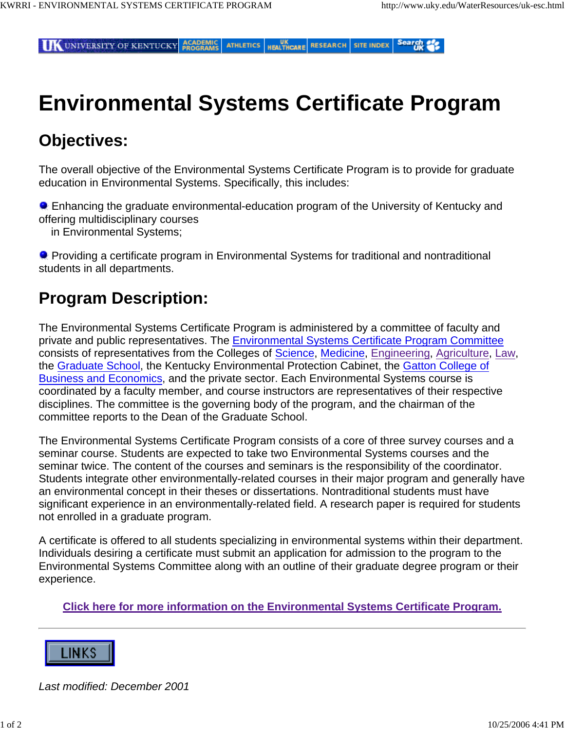# Environmental Systems Certificate Program

## Objectives:

The overall objective of the Environmental Systems Certificate Program is to provide for graduate education in Environmental Systems. Specifically, this includes:

- Enhancing the graduate environmental-education program of the University of Kentucky and offering multidisciplinary courses in Environmental Systems;

- Providing a certificate program in Environmental Systems for traditional and nontraditional students in all departments.

## Program Description:

The Environmental Systems Certificate Program is administered by a committee of faculty and private and public representatives. The Environmental Systems Certificate Program Committee consists of representatives from the Colleges of Science, Medicine, Engineering, Agriculture, Law, the Graduate School, the Kentucky Environmental Protection Cabinet, the Gatton College of Business and Economics, and the private sector. Each Environmental Systems course is coordinated by a faculty member, and course instructors are representatives of their respective disciplines. The committee is the governing body of the program, and the chairman of the committee reports to the Dean of the Graduate School.

The Environmental Systems Certificate Program consists of a core of three survey courses and a seminar course. Students are expected to take two Environmental Systems courses and the seminar twice. The content of the courses and seminars is the responsibility of the coordinator. Students integrate other environmentally-related courses in their major program and generally have an environmental concept in their theses or dissertations. Nontraditional students must have significant experience in an environmentally-related field. A research paper is required for students not enrolled in a graduate program.

A certificate is offered to all students specializing in environmental systems within their department. Individuals desiring a certificate must submit an application for admission to the program to the Environmental Systems Committee along with an outline of their graduate degree program or their experience.

**Click here for more information on the Environmental Systems Certificate Program.**

---

LINKS

*Last modified: December 2001*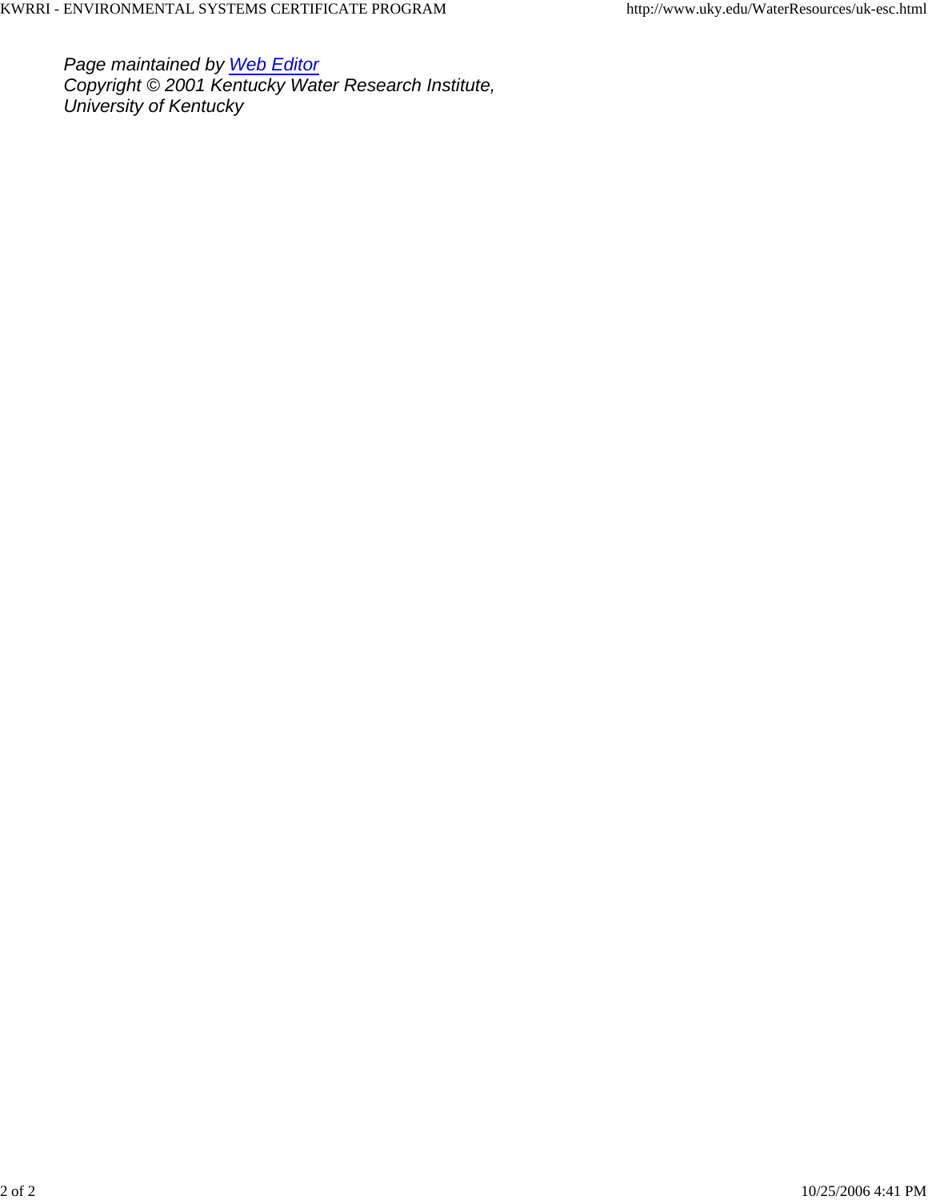*Page maintained by [Web Editor]*
*Copyright © 2001 Kentucky Water Research Institute,*
*University of Kentucky*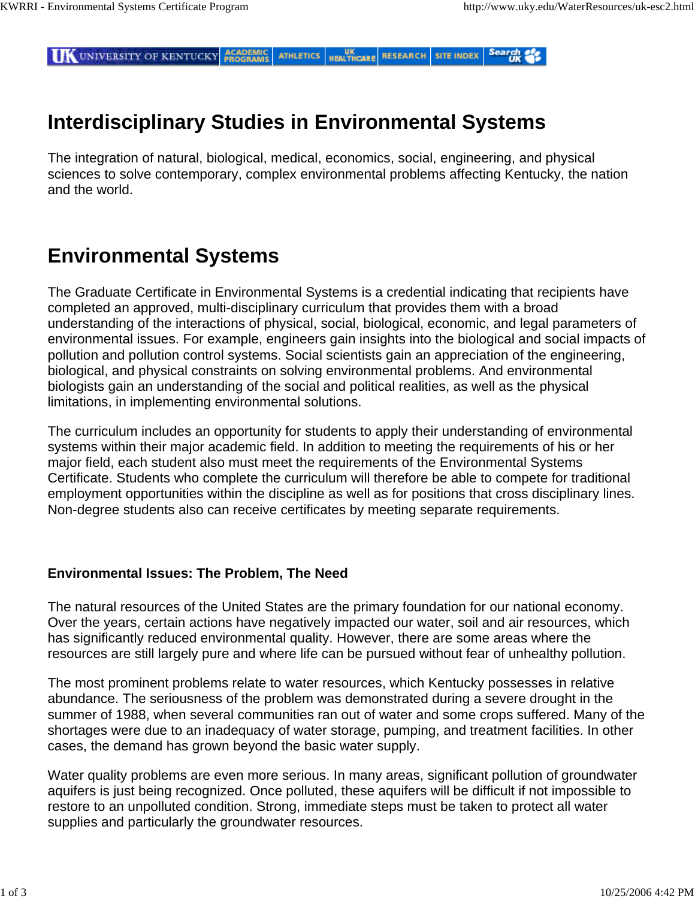# Interdisciplinary Studies in Environmental Systems

The integration of natural, biological, medical, economics, social, engineering, and physical sciences to solve contemporary, complex environmental problems affecting Kentucky, the nation and the world.

# Environmental Systems

The Graduate Certificate in Environmental Systems is a credential indicating that recipients have completed an approved, multi-disciplinary curriculum that provides them with a broad understanding of the interactions of physical, social, biological, economic, and legal parameters of environmental issues. For example, engineers gain insights into the biological and social impacts of pollution and pollution control systems. Social scientists gain an appreciation of the engineering, biological, and physical constraints on solving environmental problems. And environmental biologists gain an understanding of the social and political realities, as well as the physical limitations, in implementing environmental solutions.

The curriculum includes an opportunity for students to apply their understanding of environmental systems within their major academic field. In addition to meeting the requirements of his or her major field, each student also must meet the requirements of the Environmental Systems Certificate. Students who complete the curriculum will therefore be able to compete for traditional employment opportunities within the discipline as well as for positions that cross disciplinary lines. Non-degree students also can receive certificates by meeting separate requirements.

### Environmental Issues: The Problem, The Need

The natural resources of the United States are the primary foundation for our national economy. Over the years, certain actions have negatively impacted our water, soil and air resources, which has significantly reduced environmental quality. However, there are some areas where the resources are still largely pure and where life can be pursued without fear of unhealthy pollution.

The most prominent problems relate to water resources, which Kentucky possesses in relative abundance. The seriousness of the problem was demonstrated during a severe drought in the summer of 1988, when several communities ran out of water and some crops suffered. Many of the shortages were due to an inadequacy of water storage, pumping, and treatment facilities. In other cases, the demand has grown beyond the basic water supply.

Water quality problems are even more serious. In many areas, significant pollution of groundwater aquifers is just being recognized. Once polluted, these aquifers will be difficult if not impossible to restore to an unpolluted condition. Strong, immediate steps must be taken to protect all water supplies and particularly the groundwater resources.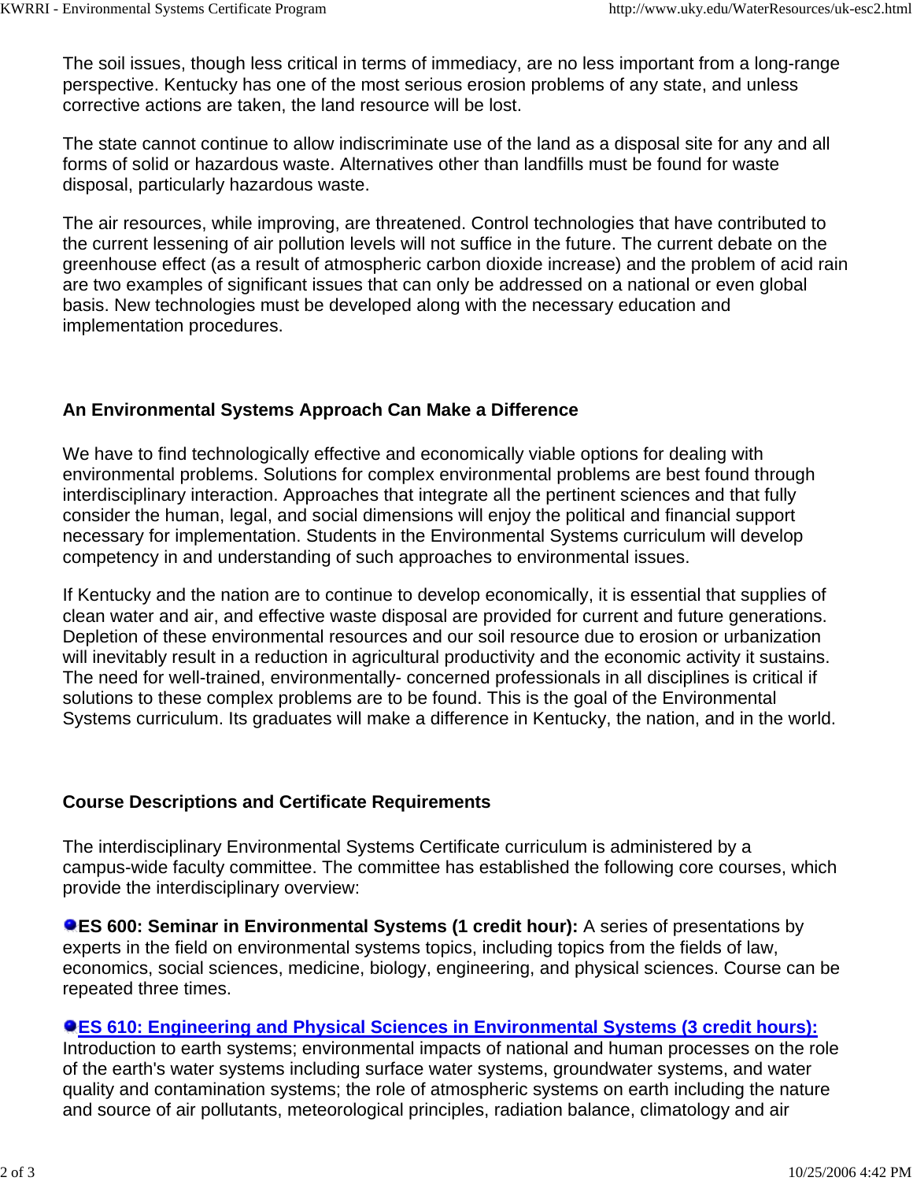The soil issues, though less critical in terms of immediacy, are no less important from a long-range perspective. Kentucky has one of the most serious erosion problems of any state, and unless corrective actions are taken, the land resource will be lost.

The state cannot continue to allow indiscriminate use of the land as a disposal site for any and all forms of solid or hazardous waste. Alternatives other than landfills must be found for waste disposal, particularly hazardous waste.

The air resources, while improving, are threatened. Control technologies that have contributed to the current lessening of air pollution levels will not suffice in the future. The current debate on the greenhouse effect (as a result of atmospheric carbon dioxide increase) and the problem of acid rain are two examples of significant issues that can only be addressed on a national or even global basis. New technologies must be developed along with the necessary education and implementation procedures.

### An Environmental Systems Approach Can Make a Difference

We have to find technologically effective and economically viable options for dealing with environmental problems. Solutions for complex environmental problems are best found through interdisciplinary interaction. Approaches that integrate all the pertinent sciences and that fully consider the human, legal, and social dimensions will enjoy the political and financial support necessary for implementation. Students in the Environmental Systems curriculum will develop competency in and understanding of such approaches to environmental issues.

If Kentucky and the nation are to continue to develop economically, it is essential that supplies of clean water and air, and effective waste disposal are provided for current and future generations. Depletion of these environmental resources and our soil resource due to erosion or urbanization will inevitably result in a reduction in agricultural productivity and the economic activity it sustains. The need for well-trained, environmentally- concerned professionals in all disciplines is critical if solutions to these complex problems are to be found. This is the goal of the Environmental Systems curriculum. Its graduates will make a difference in Kentucky, the nation, and in the world.

### Course Descriptions and Certificate Requirements

The interdisciplinary Environmental Systems Certificate curriculum is administered by a campus-wide faculty committee. The committee has established the following core courses, which provide the interdisciplinary overview:

- **ES 600: Seminar in Environmental Systems (1 credit hour):** A series of presentations by experts in the field on environmental systems topics, including topics from the fields of law, economics, social sciences, medicine, biology, engineering, and physical sciences. Course can be repeated three times.

- **ES 610: Engineering and Physical Sciences in Environmental Systems (3 credit hours):** Introduction to earth systems; environmental impacts of national and human processes on the role of the earth's water systems including surface water systems, groundwater systems, and water quality and contamination systems; the role of atmospheric systems on earth including the nature and source of air pollutants, meteorological principles, radiation balance, climatology and air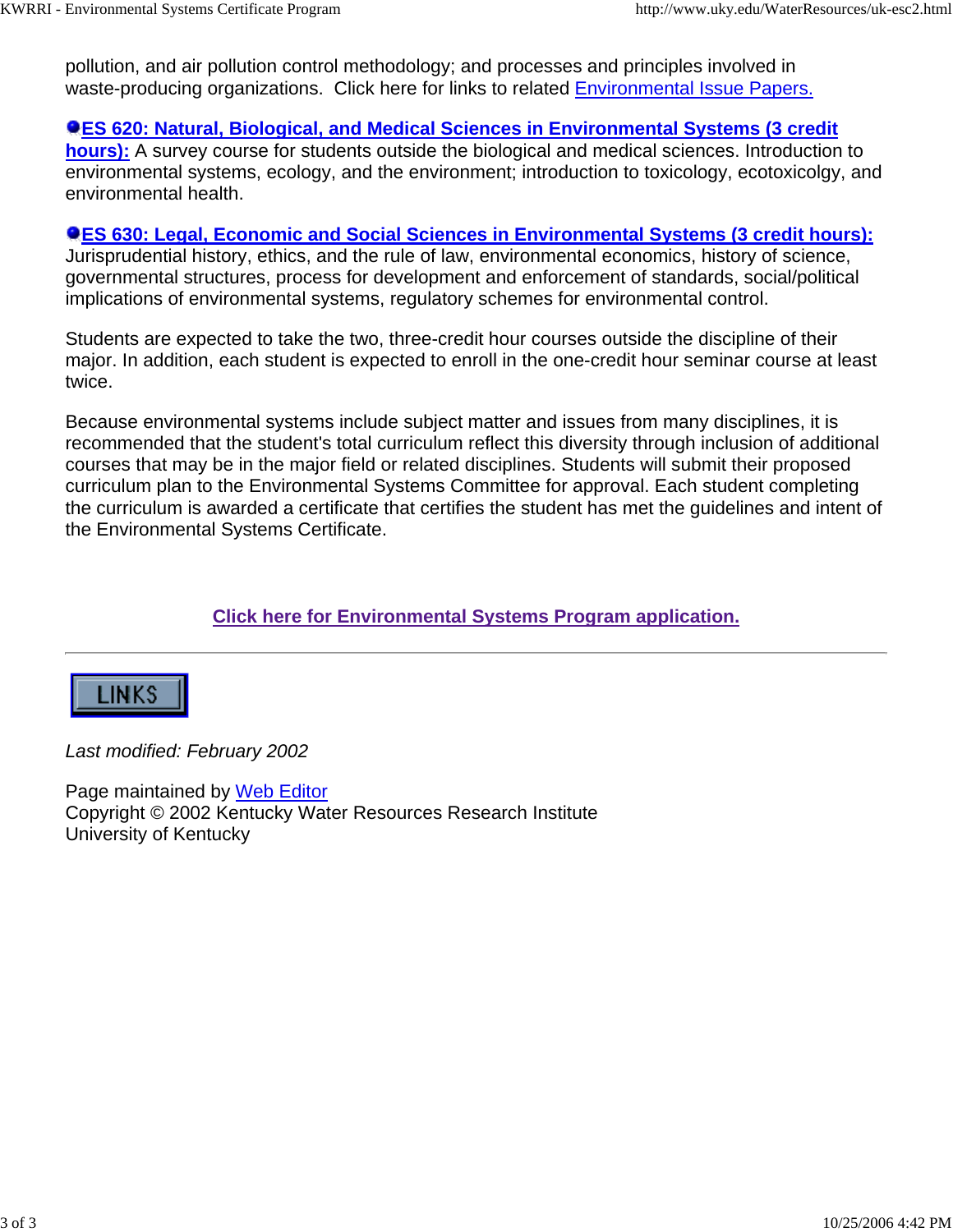pollution, and air pollution control methodology; and processes and principles involved in waste-producing organizations.  Click here for links to related Environmental Issue Papers.

**ES 620: Natural, Biological, and Medical Sciences in Environmental Systems (3 credit hours):** A survey course for students outside the biological and medical sciences. Introduction to environmental systems, ecology, and the environment; introduction to toxicology, ecotoxicolgy, and environmental health.

**ES 630: Legal, Economic and Social Sciences in Environmental Systems (3 credit hours):** Jurisprudential history, ethics, and the rule of law, environmental economics, history of science, governmental structures, process for development and enforcement of standards, social/political implications of environmental systems, regulatory schemes for environmental control.

Students are expected to take the two, three-credit hour courses outside the discipline of their major. In addition, each student is expected to enroll in the one-credit hour seminar course at least twice.

Because environmental systems include subject matter and issues from many disciplines, it is recommended that the student's total curriculum reflect this diversity through inclusion of additional courses that may be in the major field or related disciplines. Students will submit their proposed curriculum plan to the Environmental Systems Committee for approval. Each student completing the curriculum is awarded a certificate that certifies the student has met the guidelines and intent of the Environmental Systems Certificate.

**Click here for Environmental Systems Program application.**

---

LINKS

*Last modified: February 2002*

Page maintained by Web Editor
Copyright © 2002 Kentucky Water Resources Research Institute
University of Kentucky